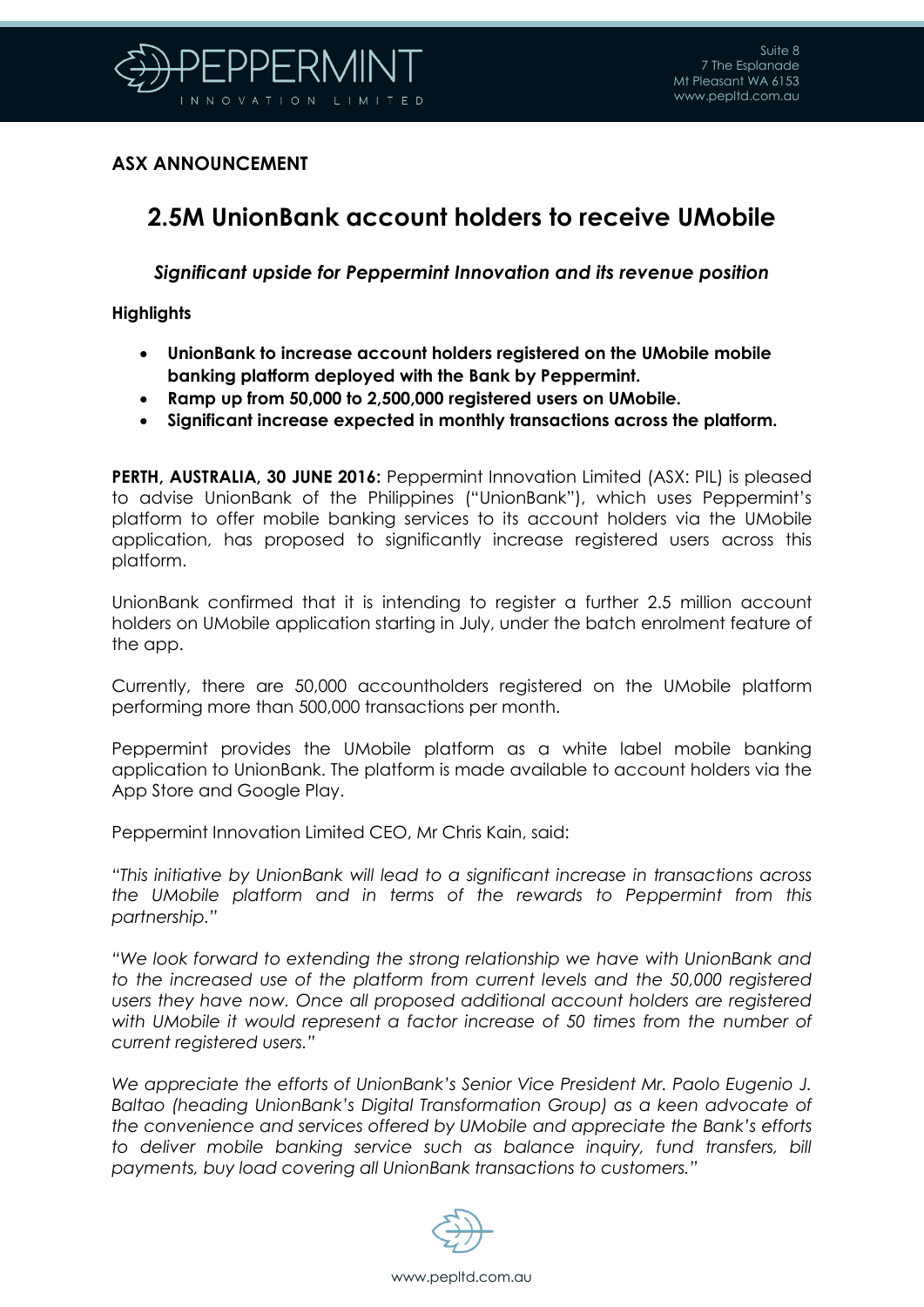**ASX ANNOUNCEMENT**

# 2.5M UnionBank account holders to receive UMobile

***Significant upside for Peppermint Innovation and its revenue position***

**Highlights**

- **UnionBank to increase account holders registered on the UMobile mobile banking platform deployed with the Bank by Peppermint.**
- **Ramp up from 50,000 to 2,500,000 registered users on UMobile.**
- **Significant increase expected in monthly transactions across the platform.**

**PERTH, AUSTRALIA, 30 JUNE 2016:** Peppermint Innovation Limited (ASX: PIL) is pleased to advise UnionBank of the Philippines ("UnionBank"), which uses Peppermint's platform to offer mobile banking services to its account holders via the UMobile application, has proposed to significantly increase registered users across this platform.

UnionBank confirmed that it is intending to register a further 2.5 million account holders on UMobile application starting in July, under the batch enrolment feature of the app.

Currently, there are 50,000 accountholders registered on the UMobile platform performing more than 500,000 transactions per month.

Peppermint provides the UMobile platform as a white label mobile banking application to UnionBank. The platform is made available to account holders via the App Store and Google Play.

Peppermint Innovation Limited CEO, Mr Chris Kain, said:

*"This initiative by UnionBank will lead to a significant increase in transactions across the UMobile platform and in terms of the rewards to Peppermint from this partnership."*

*"We look forward to extending the strong relationship we have with UnionBank and to the increased use of the platform from current levels and the 50,000 registered users they have now. Once all proposed additional account holders are registered with UMobile it would represent a factor increase of 50 times from the number of current registered users."*

*We appreciate the efforts of UnionBank's Senior Vice President Mr. Paolo Eugenio J. Baltao (heading UnionBank's Digital Transformation Group) as a keen advocate of the convenience and services offered by UMobile and appreciate the Bank's efforts to deliver mobile banking service such as balance inquiry, fund transfers, bill payments, buy load covering all UnionBank transactions to customers."*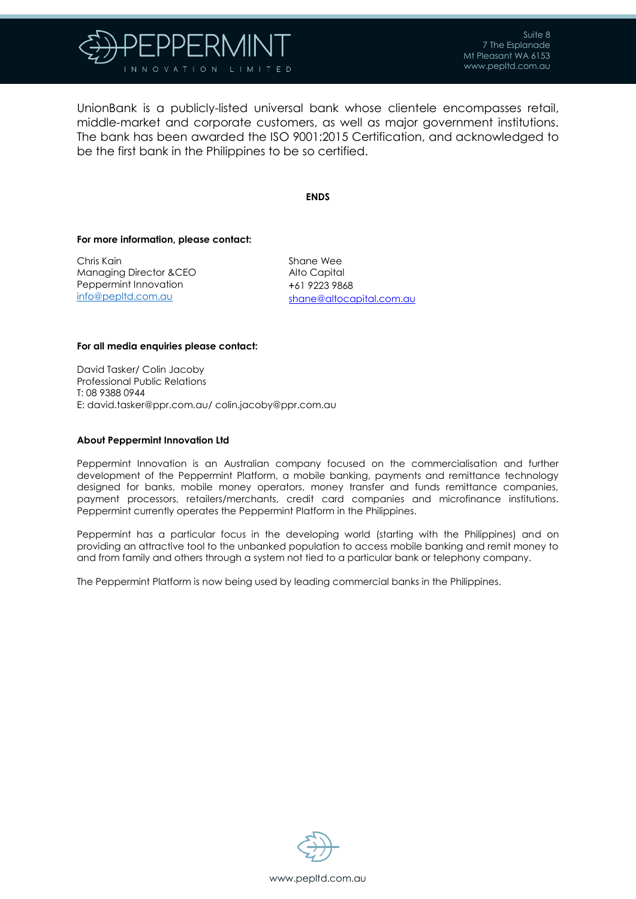UnionBank is a publicly-listed universal bank whose clientele encompasses retail, middle-market and corporate customers, as well as major government institutions. The bank has been awarded the ISO 9001:2015 Certification, and acknowledged to be the first bank in the Philippines to be so certified.

**ENDS**

**For more information, please contact:**

Chris Kain
Managing Director &CEO
Peppermint Innovation
info@pepltd.com.au

Shane Wee
Alto Capital
+61 9223 9868
shane@altocapital.com.au

**For all media enquiries please contact:**

David Tasker/ Colin Jacoby
Professional Public Relations
T: 08 9388 0944
E: david.tasker@ppr.com.au/ colin.jacoby@ppr.com.au

**About Peppermint Innovation Ltd**

Peppermint Innovation is an Australian company focused on the commercialisation and further development of the Peppermint Platform, a mobile banking, payments and remittance technology designed for banks, mobile money operators, money transfer and funds remittance companies, payment processors, retailers/merchants, credit card companies and microfinance institutions. Peppermint currently operates the Peppermint Platform in the Philippines.

Peppermint has a particular focus in the developing world (starting with the Philippines) and on providing an attractive tool to the unbanked population to access mobile banking and remit money to and from family and others through a system not tied to a particular bank or telephony company.

The Peppermint Platform is now being used by leading commercial banks in the Philippines.